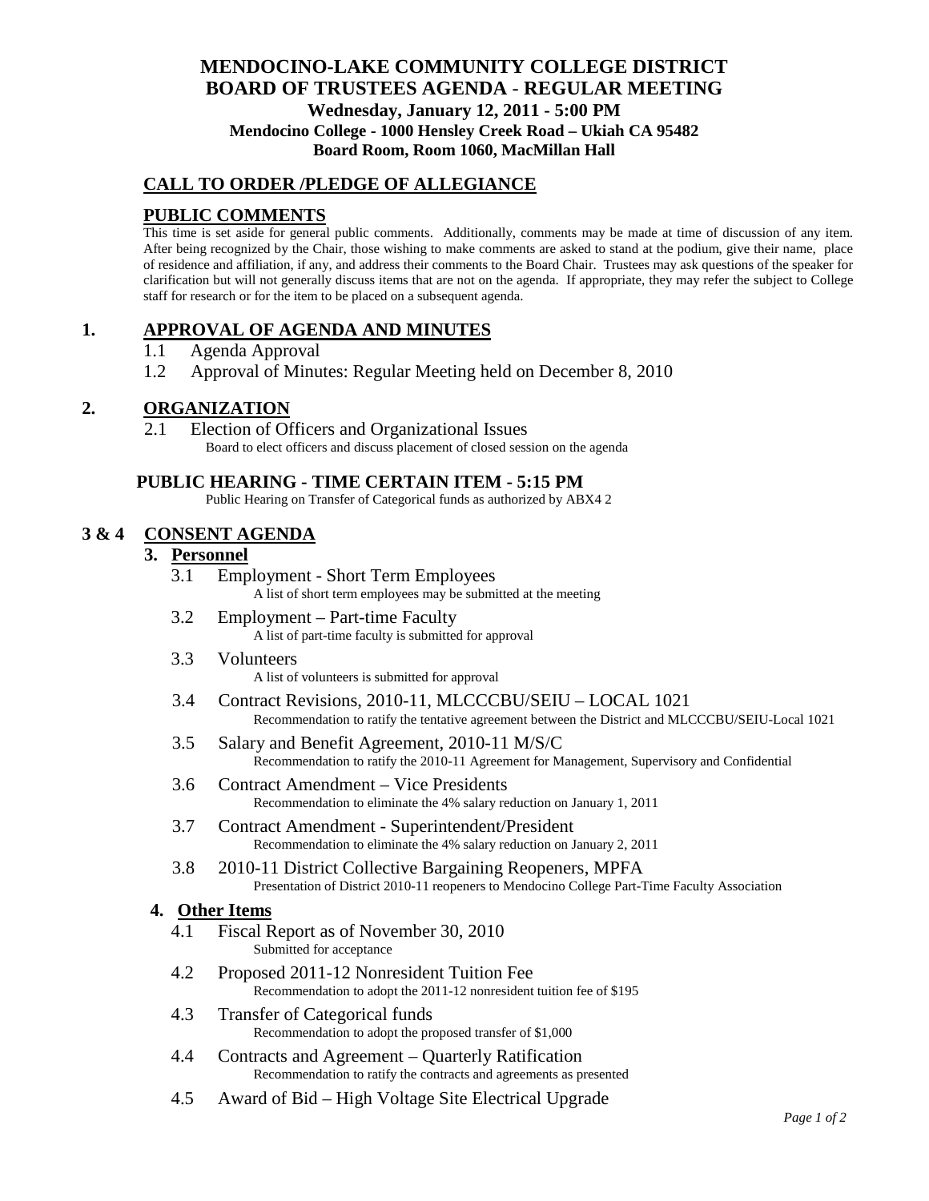# MENDOCINO-LAKE COMMUNITY COLLEGE DISTRICT
# BOARD OF TRUSTEES AGENDA - REGULAR MEETING

**Wednesday, January 12, 2011 - 5:00 PM**
**Mendocino College - 1000 Hensley Creek Road – Ukiah CA 95482**
**Board Room, Room 1060, MacMillan Hall**

## CALL TO ORDER /PLEDGE OF ALLEGIANCE

## PUBLIC COMMENTS

This time is set aside for general public comments. Additionally, comments may be made at time of discussion of any item. After being recognized by the Chair, those wishing to make comments are asked to stand at the podium, give their name, place of residence and affiliation, if any, and address their comments to the Board Chair. Trustees may ask questions of the speaker for clarification but will not generally discuss items that are not on the agenda. If appropriate, they may refer the subject to College staff for research or for the item to be placed on a subsequent agenda.

## 1. APPROVAL OF AGENDA AND MINUTES

1.1 Agenda Approval

1.2 Approval of Minutes: Regular Meeting held on December 8, 2010

## 2. ORGANIZATION

2.1 Election of Officers and Organizational Issues
Board to elect officers and discuss placement of closed session on the agenda

### PUBLIC HEARING - TIME CERTAIN ITEM - 5:15 PM

Public Hearing on Transfer of Categorical funds as authorized by ABX4 2

## 3 & 4 CONSENT AGENDA

### 3. Personnel

3.1 Employment - Short Term Employees
A list of short term employees may be submitted at the meeting

3.2 Employment – Part-time Faculty
A list of part-time faculty is submitted for approval

3.3 Volunteers
A list of volunteers is submitted for approval

3.4 Contract Revisions, 2010-11, MLCCCBU/SEIU – LOCAL 1021
Recommendation to ratify the tentative agreement between the District and MLCCCBU/SEIU-Local 1021

3.5 Salary and Benefit Agreement, 2010-11 M/S/C
Recommendation to ratify the 2010-11 Agreement for Management, Supervisory and Confidential

3.6 Contract Amendment – Vice Presidents
Recommendation to eliminate the 4% salary reduction on January 1, 2011

3.7 Contract Amendment - Superintendent/President
Recommendation to eliminate the 4% salary reduction on January 2, 2011

3.8 2010-11 District Collective Bargaining Reopeners, MPFA
Presentation of District 2010-11 reopeners to Mendocino College Part-Time Faculty Association

### 4. Other Items

4.1 Fiscal Report as of November 30, 2010
Submitted for acceptance

4.2 Proposed 2011-12 Nonresident Tuition Fee
Recommendation to adopt the 2011-12 nonresident tuition fee of $195

4.3 Transfer of Categorical funds
Recommendation to adopt the proposed transfer of $1,000

4.4 Contracts and Agreement – Quarterly Ratification
Recommendation to ratify the contracts and agreements as presented

4.5 Award of Bid – High Voltage Site Electrical Upgrade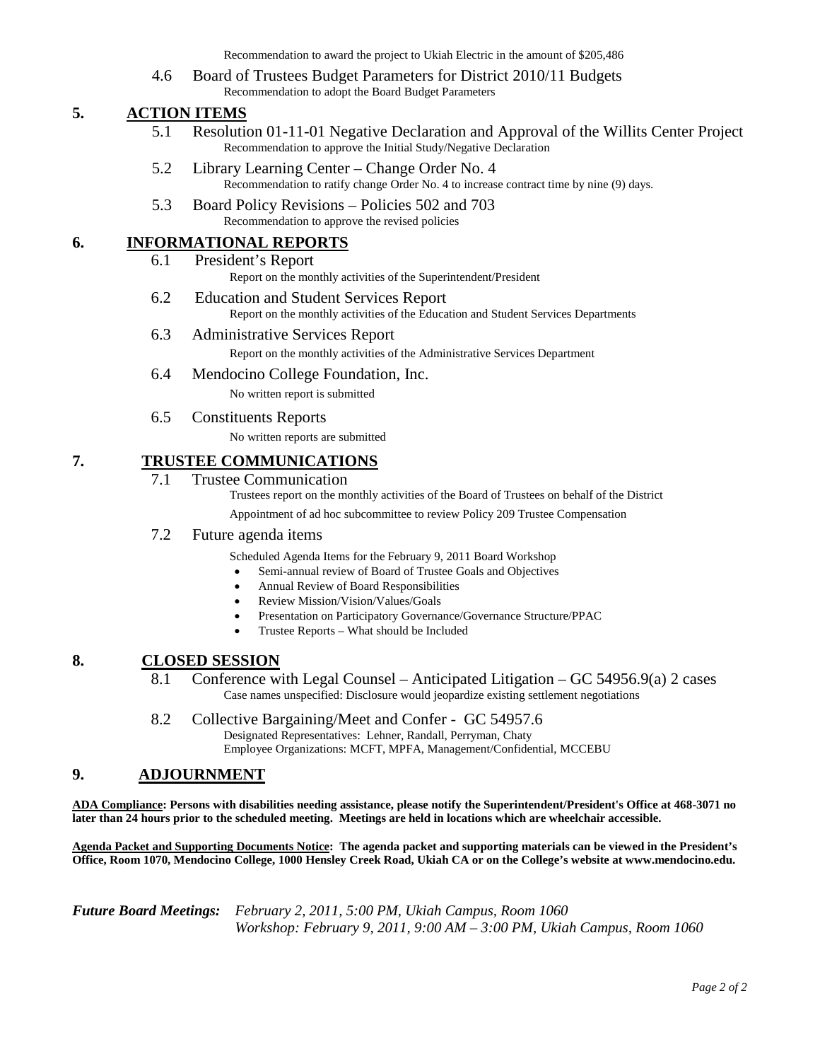Recommendation to award the project to Ukiah Electric in the amount of $205,486

4.6 Board of Trustees Budget Parameters for District 2010/11 Budgets
Recommendation to adopt the Board Budget Parameters

## 5. ACTION ITEMS

5.1 Resolution 01-11-01 Negative Declaration and Approval of the Willits Center Project
Recommendation to approve the Initial Study/Negative Declaration

5.2 Library Learning Center – Change Order No. 4
Recommendation to ratify change Order No. 4 to increase contract time by nine (9) days.

5.3 Board Policy Revisions – Policies 502 and 703
Recommendation to approve the revised policies

## 6. INFORMATIONAL REPORTS

6.1 President's Report
Report on the monthly activities of the Superintendent/President

6.2 Education and Student Services Report
Report on the monthly activities of the Education and Student Services Departments

6.3 Administrative Services Report
Report on the monthly activities of the Administrative Services Department

6.4 Mendocino College Foundation, Inc.
No written report is submitted

6.5 Constituents Reports
No written reports are submitted

## 7. TRUSTEE COMMUNICATIONS

7.1 Trustee Communication
Trustees report on the monthly activities of the Board of Trustees on behalf of the District
Appointment of ad hoc subcommittee to review Policy 209 Trustee Compensation

7.2 Future agenda items

Scheduled Agenda Items for the February 9, 2011 Board Workshop

- Semi-annual review of Board of Trustee Goals and Objectives
- Annual Review of Board Responsibilities
- Review Mission/Vision/Values/Goals
- Presentation on Participatory Governance/Governance Structure/PPAC
- Trustee Reports – What should be Included

## 8. CLOSED SESSION

8.1 Conference with Legal Counsel – Anticipated Litigation – GC 54956.9(a) 2 cases
Case names unspecified: Disclosure would jeopardize existing settlement negotiations

8.2 Collective Bargaining/Meet and Confer - GC 54957.6
Designated Representatives: Lehner, Randall, Perryman, Chaty
Employee Organizations: MCFT, MPFA, Management/Confidential, MCCEBU

## 9. ADJOURNMENT

**ADA Compliance: Persons with disabilities needing assistance, please notify the Superintendent/President's Office at 468-3071 no later than 24 hours prior to the scheduled meeting. Meetings are held in locations which are wheelchair accessible.**

**Agenda Packet and Supporting Documents Notice: The agenda packet and supporting materials can be viewed in the President's Office, Room 1070, Mendocino College, 1000 Hensley Creek Road, Ukiah CA or on the College's website at www.mendocino.edu.**

***Future Board Meetings:*** *February 2, 2011, 5:00 PM, Ukiah Campus, Room 1060*
*Workshop: February 9, 2011, 9:00 AM – 3:00 PM, Ukiah Campus, Room 1060*